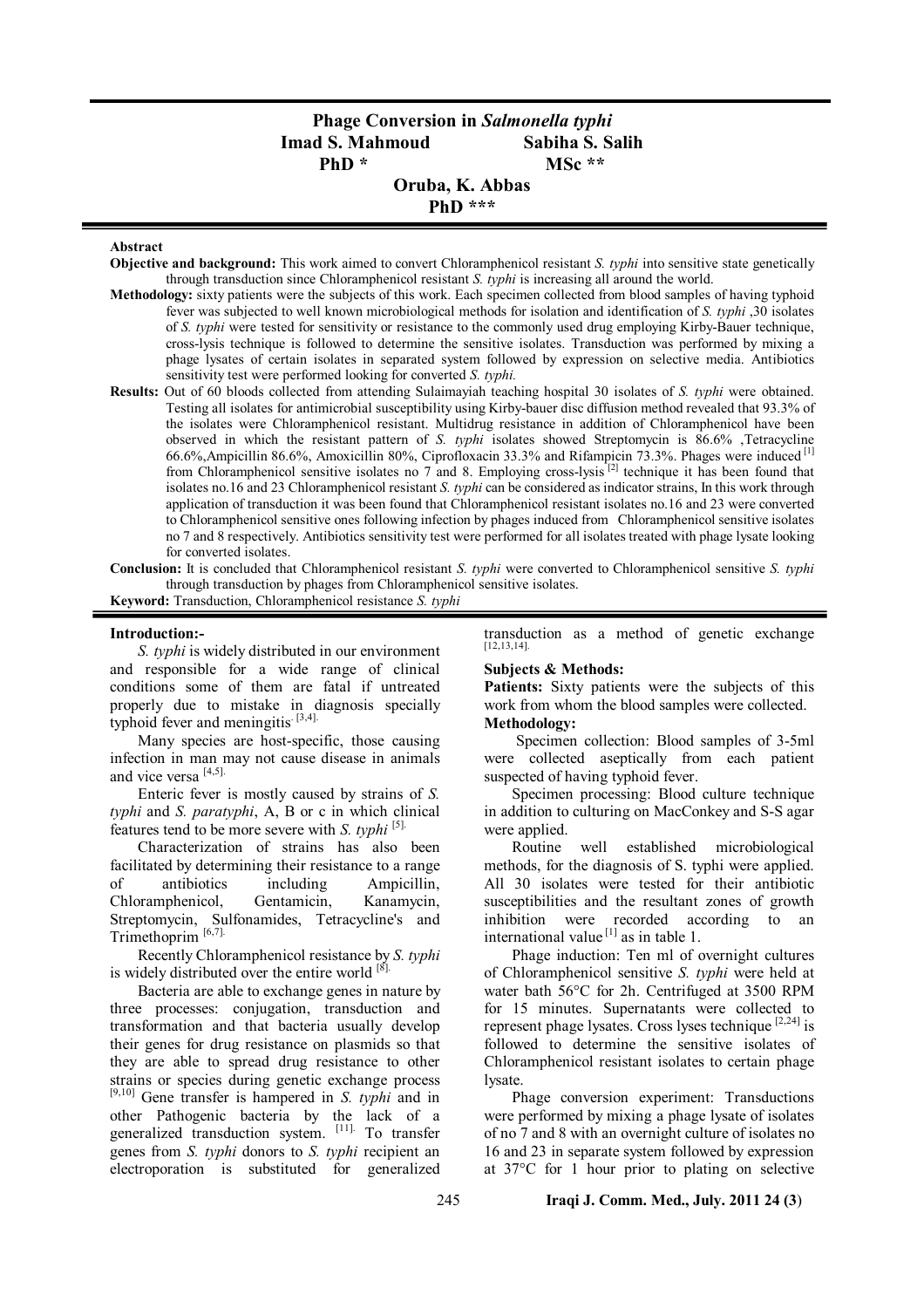# Phage Conversion in *Salmonella typhi*

**Imad S. Mahmoud** PhD * **Sabiha S. Salih** MSc **

**Oruba, K. Abbas** PhD ***

**Abstract**

**Objective and background:** This work aimed to convert Chloramphenicol resistant *S. typhi* into sensitive state genetically through transduction since Chloramphenicol resistant *S. typhi* is increasing all around the world.

**Methodology:** sixty patients were the subjects of this work. Each specimen collected from blood samples of having typhoid fever was subjected to well known microbiological methods for isolation and identification of *S. typhi* ,30 isolates of *S. typhi* were tested for sensitivity or resistance to the commonly used drug employing Kirby-Bauer technique, cross-lysis technique is followed to determine the sensitive isolates. Transduction was performed by mixing a phage lysates of certain isolates in separated system followed by expression on selective media. Antibiotics sensitivity test were performed looking for converted *S. typhi.*

**Results:** Out of 60 bloods collected from attending Sulaimayiah teaching hospital 30 isolates of *S. typhi* were obtained. Testing all isolates for antimicrobial susceptibility using Kirby-bauer disc diffusion method revealed that 93.3% of the isolates were Chloramphenicol resistant. Multidrug resistance in addition of Chloramphenicol have been observed in which the resistant pattern of *S. typhi* isolates showed Streptomycin is 86.6% ,Tetracycline 66.6%,Ampicillin 86.6%, Amoxicillin 80%, Ciprofloxacin 33.3% and Rifampicin 73.3%. Phages were induced [1] from Chloramphenicol sensitive isolates no 7 and 8. Employing cross-lysis [2] technique it has been found that isolates no.16 and 23 Chloramphenicol resistant *S. typhi* can be considered as indicator strains, In this work through application of transduction it was been found that Chloramphenicol resistant isolates no.16 and 23 were converted to Chloramphenicol sensitive ones following infection by phages induced from Chloramphenicol sensitive isolates no 7 and 8 respectively. Antibiotics sensitivity test were performed for all isolates treated with phage lysate looking for converted isolates.

**Conclusion:** It is concluded that Chloramphenicol resistant *S. typhi* were converted to Chloramphenicol sensitive *S. typhi* through transduction by phages from Chloramphenicol sensitive isolates.

**Keyword:** Transduction, Chloramphenicol resistance *S. typhi*

## Introduction:-

*S. typhi* is widely distributed in our environment and responsible for a wide range of clinical conditions some of them are fatal if untreated properly due to mistake in diagnosis specially typhoid fever and meningitis [3,4].

Many species are host-specific, those causing infection in man may not cause disease in animals and vice versa [4,5].

Enteric fever is mostly caused by strains of *S. typhi* and *S. paratyphi*, A, B or c in which clinical features tend to be more severe with *S. typhi* [5].

Characterization of strains has also been facilitated by determining their resistance to a range of antibiotics including Ampicillin, Chloramphenicol, Gentamicin, Kanamycin, Streptomycin, Sulfonamides, Tetracycline's and Trimethoprim [6,7].

Recently Chloramphenicol resistance by *S. typhi* is widely distributed over the entire world [8].

Bacteria are able to exchange genes in nature by three processes: conjugation, transduction and transformation and that bacteria usually develop their genes for drug resistance on plasmids so that they are able to spread drug resistance to other strains or species during genetic exchange process [9,10] Gene transfer is hampered in *S. typhi* and in other Pathogenic bacteria by the lack of a generalized transduction system. [11]. To transfer genes from *S. typhi* donors to *S. typhi* recipient an electroporation is substituted for generalized transduction as a method of genetic exchange [12,13,14].

## Subjects & Methods:

**Patients:** Sixty patients were the subjects of this work from whom the blood samples were collected.

**Methodology:**

Specimen collection: Blood samples of 3-5ml were collected aseptically from each patient suspected of having typhoid fever.

Specimen processing: Blood culture technique in addition to culturing on MacConkey and S-S agar were applied.

Routine well established microbiological methods, for the diagnosis of S. typhi were applied. All 30 isolates were tested for their antibiotic susceptibilities and the resultant zones of growth inhibition were recorded according to an international value [1] as in table 1.

Phage induction: Ten ml of overnight cultures of Chloramphenicol sensitive *S. typhi* were held at water bath 56°C for 2h. Centrifuged at 3500 RPM for 15 minutes. Supernatants were collected to represent phage lysates. Cross lyses technique [2,24] is followed to determine the sensitive isolates of Chloramphenicol resistant isolates to certain phage lysate.

Phage conversion experiment: Transductions were performed by mixing a phage lysate of isolates of no 7 and 8 with an overnight culture of isolates no 16 and 23 in separate system followed by expression at 37°C for 1 hour prior to plating on selective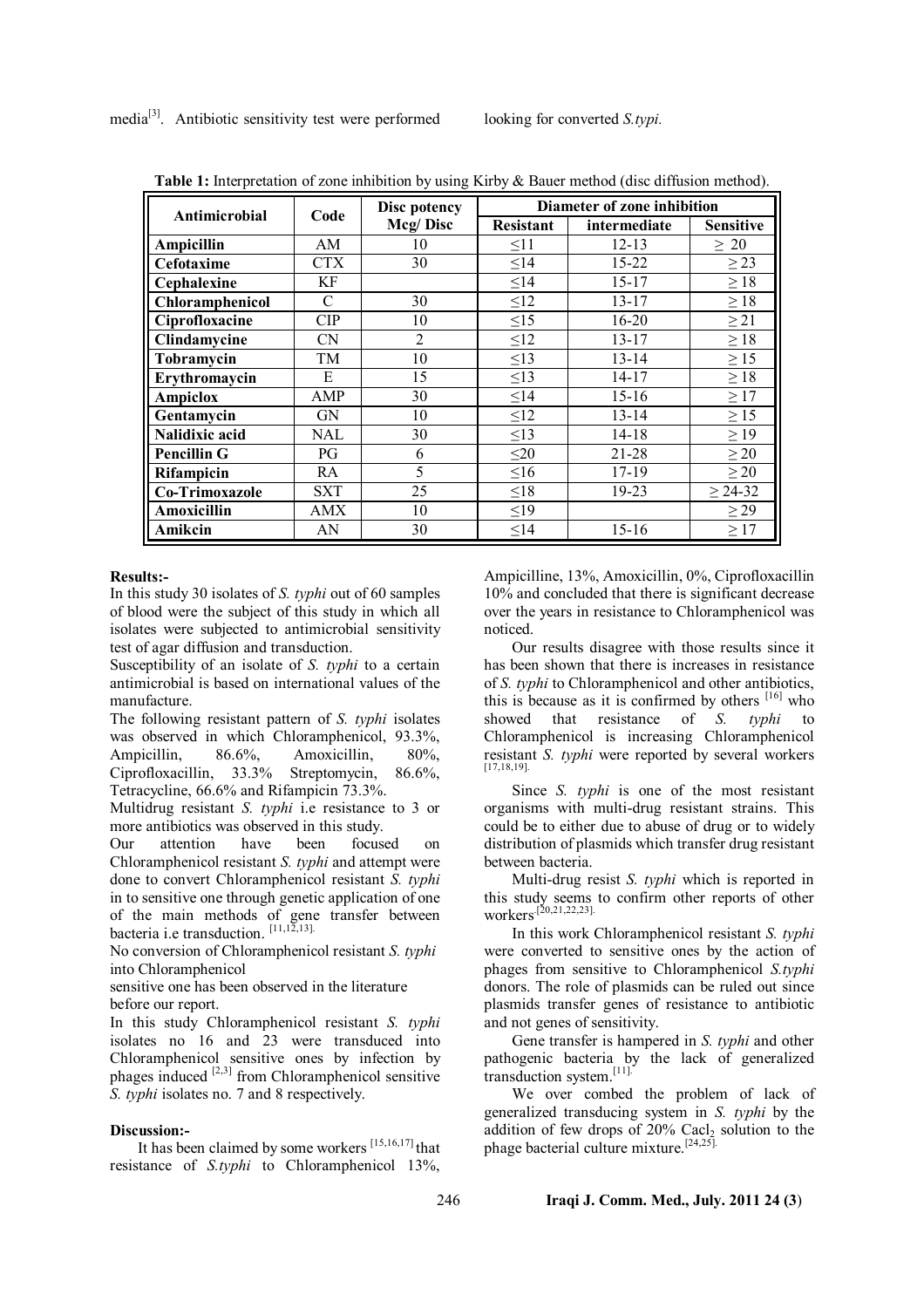media[3]. Antibiotic sensitivity test were performed looking for converted *S.typi.*

**Table 1:** Interpretation of zone inhibition by using Kirby & Bauer method (disc diffusion method).

| Antimicrobial | Code | Disc potency Mcg/ Disc | Diameter of zone inhibition | | |
|---|---|---|---|---|---|
| | | | Resistant | intermediate | Sensitive |
| **Ampicillin** | AM | 10 | ≤11 | 12-13 | ≥ 20 |
| **Cefotaxime** | CTX | 30 | ≤14 | 15-22 | ≥ 23 |
| **Cephalexine** | KF | | ≤14 | 15-17 | ≥ 18 |
| **Chloramphenicol** | C | 30 | ≤12 | 13-17 | ≥ 18 |
| **Ciprofloxacine** | CIP | 10 | ≤15 | 16-20 | ≥ 21 |
| **Clindamycine** | CN | 2 | ≤12 | 13-17 | ≥ 18 |
| **Tobramycin** | TM | 10 | ≤13 | 13-14 | ≥ 15 |
| **Erythromaycin** | E | 15 | ≤13 | 14-17 | ≥ 18 |
| **Ampiclox** | AMP | 30 | ≤14 | 15-16 | ≥ 17 |
| **Gentamycin** | GN | 10 | ≤12 | 13-14 | ≥ 15 |
| **Nalidixic acid** | NAL | 30 | ≤13 | 14-18 | ≥ 19 |
| **Pencillin G** | PG | 6 | ≤20 | 21-28 | ≥ 20 |
| **Rifampicin** | RA | 5 | ≤16 | 17-19 | ≥ 20 |
| **Co-Trimoxazole** | SXT | 25 | ≤18 | 19-23 | ≥ 24-32 |
| **Amoxicillin** | AMX | 10 | ≤19 | | ≥ 29 |
| **Amikcin** | AN | 30 | ≤14 | 15-16 | ≥ 17 |

**Results:-**

In this study 30 isolates of *S. typhi* out of 60 samples of blood were the subject of this study in which all isolates were subjected to antimicrobial sensitivity test of agar diffusion and transduction.

Susceptibility of an isolate of *S. typhi* to a certain antimicrobial is based on international values of the manufacture.

The following resistant pattern of *S. typhi* isolates was observed in which Chloramphenicol, 93.3%, Ampicillin, 86.6%, Amoxicillin, 80%, Ciprofloxacillin, 33.3% Streptomycin, 86.6%, Tetracycline, 66.6% and Rifampicin 73.3%.

Multidrug resistant *S. typhi* i.e resistance to 3 or more antibiotics was observed in this study.

Our attention have been focused on Chloramphenicol resistant *S. typhi* and attempt were done to convert Chloramphenicol resistant *S. typhi* in to sensitive one through genetic application of one of the main methods of gene transfer between bacteria i.e transduction. [11,12,13].

No conversion of Chloramphenicol resistant *S. typhi* into Chloramphenicol sensitive one has been observed in the literature before our report.

In this study Chloramphenicol resistant *S. typhi* isolates no 16 and 23 were transduced into Chloramphenicol sensitive ones by infection by phages induced [2,3] from Chloramphenicol sensitive *S. typhi* isolates no. 7 and 8 respectively.

**Discussion:-**

It has been claimed by some workers [15,16,17] that resistance of *S.typhi* to Chloramphenicol 13%, Ampicilline, 13%, Amoxicillin, 0%, Ciprofloxacillin 10% and concluded that there is significant decrease over the years in resistance to Chloramphenicol was noticed.

Our results disagree with those results since it has been shown that there is increases in resistance of *S. typhi* to Chloramphenicol and other antibiotics, this is because as it is confirmed by others [16] who showed that resistance of *S. typhi* to Chloramphenicol is increasing Chloramphenicol resistant *S. typhi* were reported by several workers [17,18,19].

Since *S. typhi* is one of the most resistant organisms with multi-drug resistant strains. This could be to either due to abuse of drug or to widely distribution of plasmids which transfer drug resistant between bacteria.

Multi-drug resist *S. typhi* which is reported in this study seems to confirm other reports of other workers [20,21,22,23].

In this work Chloramphenicol resistant *S. typhi* were converted to sensitive ones by the action of phages from sensitive to Chloramphenicol *S.typhi* donors. The role of plasmids can be ruled out since plasmids transfer genes of resistance to antibiotic and not genes of sensitivity.

Gene transfer is hampered in *S. typhi* and other pathogenic bacteria by the lack of generalized transduction system.[11].

We over combed the problem of lack of generalized transducing system in *S. typhi* by the addition of few drops of 20% $Cacl_2$ solution to the phage bacterial culture mixture.[24,25].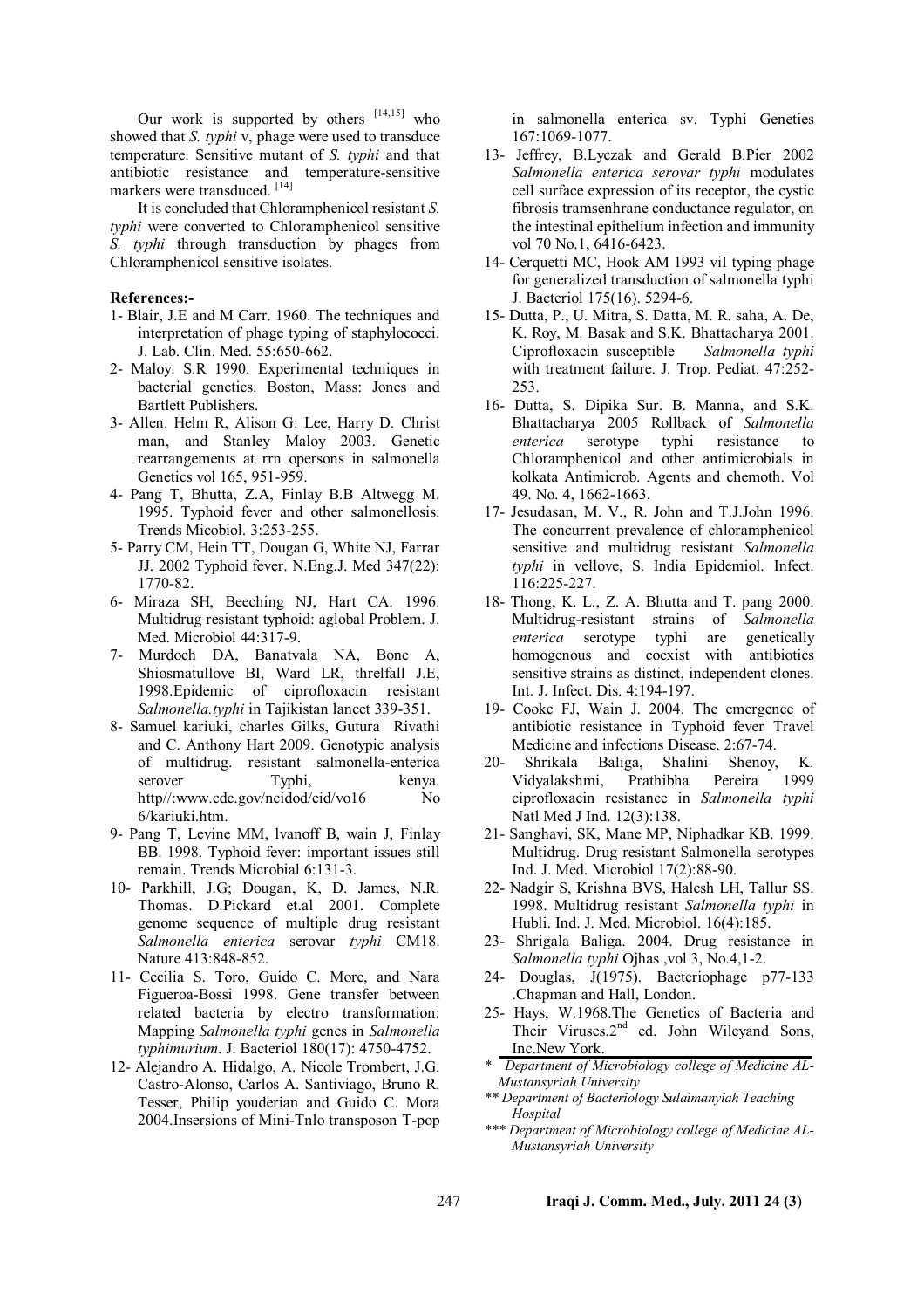Our work is supported by others [14,15] who showed that *S. typhi* v, phage were used to transduce temperature. Sensitive mutant of *S. typhi* and that antibiotic resistance and temperature-sensitive markers were transduced. [14]

It is concluded that Chloramphenicol resistant *S. typhi* were converted to Chloramphenicol sensitive *S. typhi* through transduction by phages from Chloramphenicol sensitive isolates.

**References:-**

1- Blair, J.E and M Carr. 1960. The techniques and interpretation of phage typing of staphylococci. J. Lab. Clin. Med. 55:650-662.

2- Maloy. S.R 1990. Experimental techniques in bacterial genetics. Boston, Mass: Jones and Bartlett Publishers.

3- Allen. Helm R, Alison G: Lee, Harry D. Christ man, and Stanley Maloy 2003. Genetic rearrangements at rrn opersons in salmonella Genetics vol 165, 951-959.

4- Pang T, Bhutta, Z.A, Finlay B.B Altwegg M. 1995. Typhoid fever and other salmonellosis. Trends Micobiol. 3:253-255.

5- Parry CM, Hein TT, Dougan G, White NJ, Farrar JJ. 2002 Typhoid fever. N.Eng.J. Med 347(22): 1770-82.

6- Miraza SH, Beeching NJ, Hart CA. 1996. Multidrug resistant typhoid: aglobal Problem. J. Med. Microbiol 44:317-9.

7- Murdoch DA, Banatvala NA, Bone A, Shiosmatullove BI, Ward LR, threlfall J.E, 1998.Epidemic of ciprofloxacin resistant *Salmonella.typhi* in Tajikistan lancet 339-351.

8- Samuel kariuki, charles Gilks, Gutura Rivathi and C. Anthony Hart 2009. Genotypic analysis of multidrug. resistant salmonella-enterica serover Typhi, kenya. http//:www.cdc.gov/ncidod/eid/vo16 No 6/kariuki.htm.

9- Pang T, Levine MM, lvanoff B, wain J, Finlay BB. 1998. Typhoid fever: important issues still remain. Trends Microbial 6:131-3.

10- Parkhill, J.G; Dougan, K, D. James, N.R. Thomas. D.Pickard et.al 2001. Complete genome sequence of multiple drug resistant *Salmonella enterica* serovar *typhi* CM18. Nature 413:848-852.

11- Cecilia S. Toro, Guido C. More, and Nara Figueroa-Bossi 1998. Gene transfer between related bacteria by electro transformation: Mapping *Salmonella typhi* genes in *Salmonella typhimurium*. J. Bacteriol 180(17): 4750-4752.

12- Alejandro A. Hidalgo, A. Nicole Trombert, J.G. Castro-Alonso, Carlos A. Santiviago, Bruno R. Tesser, Philip youderian and Guido C. Mora 2004.Insersions of Mini-Tnlo transposon T-pop in salmonella enterica sv. Typhi Geneties 167:1069-1077.

13- Jeffrey, B.Lyczak and Gerald B.Pier 2002 *Salmonella enterica serovar typhi* modulates cell surface expression of its receptor, the cystic fibrosis tramsenhrane conductance regulator, on the intestinal epithelium infection and immunity vol 70 No.1, 6416-6423.

14- Cerquetti MC, Hook AM 1993 viI typing phage for generalized transduction of salmonella typhi J. Bacteriol 175(16). 5294-6.

15- Dutta, P., U. Mitra, S. Datta, M. R. saha, A. De, K. Roy, M. Basak and S.K. Bhattacharya 2001. Ciprofloxacin susceptible *Salmonella typhi* with treatment failure. J. Trop. Pediat. 47:252-253.

16- Dutta, S. Dipika Sur. B. Manna, and S.K. Bhattacharya 2005 Rollback of *Salmonella enterica* serotype typhi resistance to Chloramphenicol and other antimicrobials in kolkata Antimicrob. Agents and chemoth. Vol 49. No. 4, 1662-1663.

17- Jesudasan, M. V., R. John and T.J.John 1996. The concurrent prevalence of chloramphenicol sensitive and multidrug resistant *Salmonella typhi* in vellove, S. India Epidemiol. Infect. 116:225-227.

18- Thong, K. L., Z. A. Bhutta and T. pang 2000. Multidrug-resistant strains of *Salmonella enterica* serotype typhi are genetically homogenous and coexist with antibiotics sensitive strains as distinct, independent clones. Int. J. Infect. Dis. 4:194-197.

19- Cooke FJ, Wain J. 2004. The emergence of antibiotic resistance in Typhoid fever Travel Medicine and infections Disease. 2:67-74.

20- Shrikala Baliga, Shalini Shenoy, K. Vidyalakshmi, Prathibha Pereira 1999 ciprofloxacin resistance in *Salmonella typhi* Natl Med J Ind. 12(3):138.

21- Sanghavi, SK, Mane MP, Niphadkar KB. 1999. Multidrug. Drug resistant Salmonella serotypes Ind. J. Med. Microbiol 17(2):88-90.

22- Nadgir S, Krishna BVS, Halesh LH, Tallur SS. 1998. Multidrug resistant *Salmonella typhi* in Hubli. Ind. J. Med. Microbiol. 16(4):185.

23- Shrigala Baliga. 2004. Drug resistance in *Salmonella typhi* Ojhas ,vol 3, No.4,1-2.

24- Douglas, J(1975). Bacteriophage p77-133 .Chapman and Hall, London.

25- Hays, W.1968.The Genetics of Bacteria and Their Viruses.2nd ed. John Wileyand Sons, Inc.New York.

\* Department of Microbiology college of Medicine AL-Mustansyriah University

\*\* Department of Bacteriology Sulaimanyiah Teaching Hospital

\*\*\* Department of Microbiology college of Medicine AL-Mustansyriah University